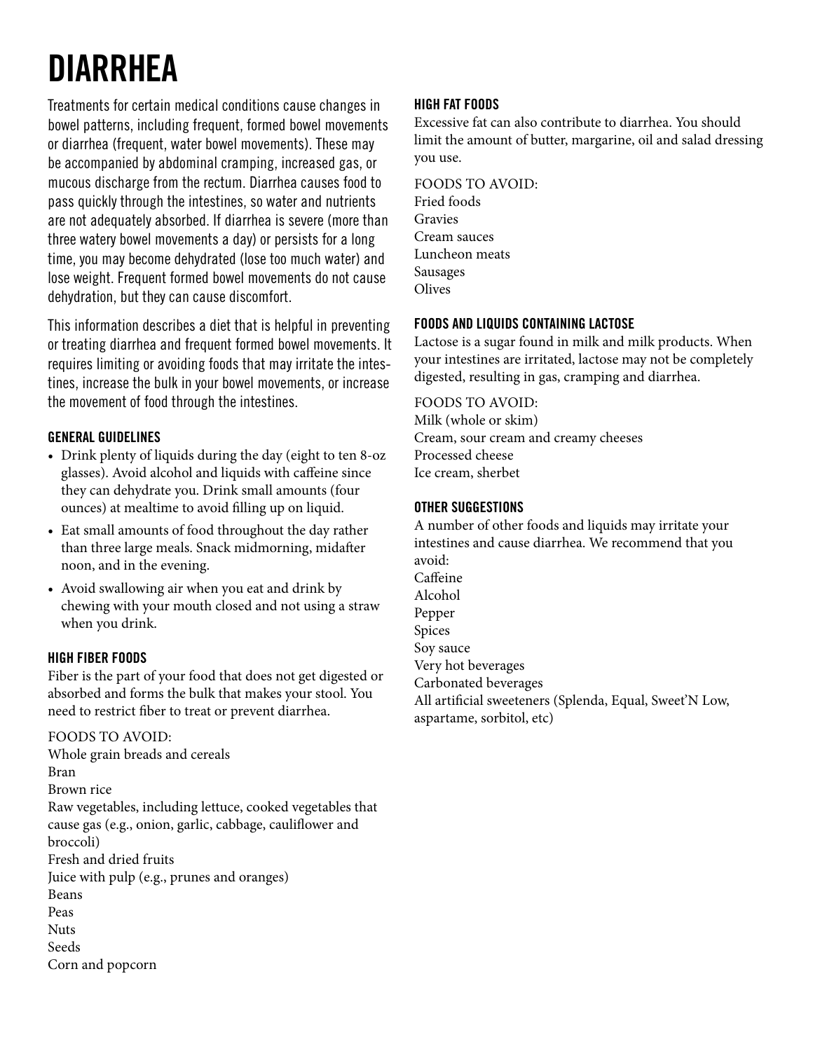# DIARRHEA

Treatments for certain medical conditions cause changes in bowel patterns, including frequent, formed bowel movements or diarrhea (frequent, water bowel movements). These may be accompanied by abdominal cramping, increased gas, or mucous discharge from the rectum. Diarrhea causes food to pass quickly through the intestines, so water and nutrients are not adequately absorbed. If diarrhea is severe (more than three watery bowel movements a day) or persists for a long time, you may become dehydrated (lose too much water) and lose weight. Frequent formed bowel movements do not cause dehydration, but they can cause discomfort.

This information describes a diet that is helpful in preventing or treating diarrhea and frequent formed bowel movements. It requires limiting or avoiding foods that may irritate the intestines, increase the bulk in your bowel movements, or increase the movement of food through the intestines.

### GENERAL GUIDELINES

- Drink plenty of liquids during the day (eight to ten 8-oz glasses). Avoid alcohol and liquids with caffeine since they can dehydrate you. Drink small amounts (four ounces) at mealtime to avoid filling up on liquid.
- Eat small amounts of food throughout the day rather than three large meals. Snack midmorning, midafternoon, and in the evening.
- Avoid swallowing air when you eat and drink by chewing with your mouth closed and not using a straw when you drink.

### HIGH FIBER FOODS

Fiber is the part of your food that does not get digested or absorbed and forms the bulk that makes your stool. You need to restrict fiber to treat or prevent diarrhea.

FOODS TO AVOID:
Whole grain breads and cereals
Bran
Brown rice
Raw vegetables, including lettuce, cooked vegetables that cause gas (e.g., onion, garlic, cabbage, cauliflower and broccoli)
Fresh and dried fruits
Juice with pulp (e.g., prunes and oranges)
Beans
Peas
Nuts
Seeds
Corn and popcorn

### HIGH FAT FOODS

Excessive fat can also contribute to diarrhea. You should limit the amount of butter, margarine, oil and salad dressing you use.

FOODS TO AVOID:
Fried foods
Gravies
Cream sauces
Luncheon meats
Sausages
Olives

### FOODS AND LIQUIDS CONTAINING LACTOSE

Lactose is a sugar found in milk and milk products. When your intestines are irritated, lactose may not be completely digested, resulting in gas, cramping and diarrhea.

FOODS TO AVOID:
Milk (whole or skim)
Cream, sour cream and creamy cheeses
Processed cheese
Ice cream, sherbet

### OTHER SUGGESTIONS

A number of other foods and liquids may irritate your intestines and cause diarrhea. We recommend that you avoid:
Caffeine
Alcohol
Pepper
Spices
Soy sauce
Very hot beverages
Carbonated beverages
All artificial sweeteners (Splenda, Equal, Sweet'N Low, aspartame, sorbitol, etc)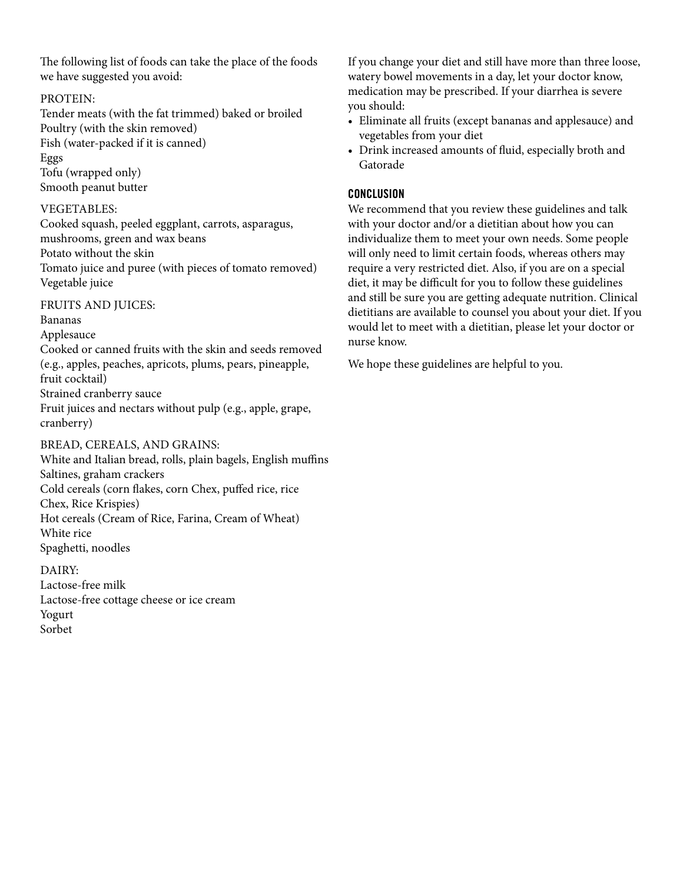The following list of foods can take the place of the foods we have suggested you avoid:

PROTEIN:
Tender meats (with the fat trimmed) baked or broiled
Poultry (with the skin removed)
Fish (water-packed if it is canned)
Eggs
Tofu (wrapped only)
Smooth peanut butter

VEGETABLES:
Cooked squash, peeled eggplant, carrots, asparagus, mushrooms, green and wax beans
Potato without the skin
Tomato juice and puree (with pieces of tomato removed)
Vegetable juice

FRUITS AND JUICES:
Bananas
Applesauce
Cooked or canned fruits with the skin and seeds removed (e.g., apples, peaches, apricots, plums, pears, pineapple, fruit cocktail)
Strained cranberry sauce
Fruit juices and nectars without pulp (e.g., apple, grape, cranberry)

BREAD, CEREALS, AND GRAINS:
White and Italian bread, rolls, plain bagels, English muffins
Saltines, graham crackers
Cold cereals (corn flakes, corn Chex, puffed rice, rice Chex, Rice Krispies)
Hot cereals (Cream of Rice, Farina, Cream of Wheat)
White rice
Spaghetti, noodles

DAIRY:
Lactose-free milk
Lactose-free cottage cheese or ice cream
Yogurt
Sorbet

If you change your diet and still have more than three loose, watery bowel movements in a day, let your doctor know, medication may be prescribed. If your diarrhea is severe you should:

- Eliminate all fruits (except bananas and applesauce) and vegetables from your diet
- Drink increased amounts of fluid, especially broth and Gatorade

## CONCLUSION

We recommend that you review these guidelines and talk with your doctor and/or a dietitian about how you can individualize them to meet your own needs. Some people will only need to limit certain foods, whereas others may require a very restricted diet. Also, if you are on a special diet, it may be difficult for you to follow these guidelines and still be sure you are getting adequate nutrition. Clinical dietitians are available to counsel you about your diet. If you would let to meet with a dietitian, please let your doctor or nurse know.

We hope these guidelines are helpful to you.